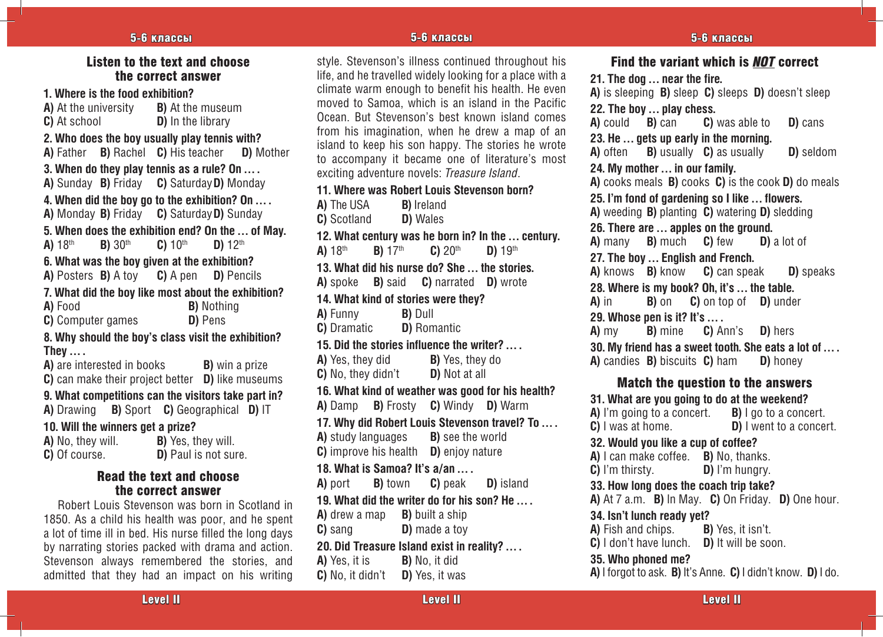## Listen to the text and choose the correct answer

**1. Where is the food exhibition?**
**A)** At the university **B)** At the museum
**C)** At school **D)** In the library

**2. Who does the boy usually play tennis with?**
**A)** Father **B)** Rachel **C)** His teacher **D)** Mother

**3. When do they play tennis as a rule? On … .**
**A)** Sunday **B)** Friday **C)** Saturday **D)** Monday

**4. When did the boy go to the exhibition? On … .**
**A)** Monday **B)** Friday **C)** Saturday **D)** Sunday

**5. When does the exhibition end? On the … of May.**
**A)** 18th **B)** 30th **C)** 10th **D)** 12th

**6. What was the boy given at the exhibition?**
**A)** Posters **B)** A toy **C)** A pen **D)** Pencils

**7. What did the boy like most about the exhibition?**
**A)** Food **B)** Nothing
**C)** Computer games **D)** Pens

**8. Why should the boy's class visit the exhibition? They … .**
**A)** are interested in books **B)** win a prize
**C)** can make their project better **D)** like museums

**9. What competitions can the visitors take part in?**
**A)** Drawing **B)** Sport **C)** Geographical **D)** IT

**10. Will the winners get a prize?**
**A)** No, they will. **B)** Yes, they will.
**C)** Of course. **D)** Paul is not sure.

## Read the text and choose the correct answer

Robert Louis Stevenson was born in Scotland in 1850. As a child his health was poor, and he spent a lot of time ill in bed. His nurse filled the long days by narrating stories packed with drama and action. Stevenson always remembered the stories, and admitted that they had an impact on his writing style. Stevenson's illness continued throughout his life, and he travelled widely looking for a place with a climate warm enough to benefit his health. He even moved to Samoa, which is an island in the Pacific Ocean. But Stevenson's best known island comes from his imagination, when he drew a map of an island to keep his son happy. The stories he wrote to accompany it became one of literature's most exciting adventure novels: *Treasure Island*.

**11. Where was Robert Louis Stevenson born?**
**A)** The USA **B)** Ireland
**C)** Scotland **D)** Wales

**12. What century was he born in? In the … century.**
**A)** 18th **B)** 17th **C)** 20th **D)** 19th

**13. What did his nurse do? She … the stories.**
**A)** spoke **B)** said **C)** narrated **D)** wrote

**14. What kind of stories were they?**
**A)** Funny **B)** Dull
**C)** Dramatic **D)** Romantic

**15. Did the stories influence the writer? … .**
**A)** Yes, they did **B)** Yes, they do
**C)** No, they didn't **D)** Not at all

**16. What kind of weather was good for his health?**
**A)** Damp **B)** Frosty **C)** Windy **D)** Warm

**17. Why did Robert Louis Stevenson travel? To … .**
**A)** study languages **B)** see the world
**C)** improve his health **D)** enjoy nature

**18. What is Samoa? It's a/an … .**
**A)** port **B)** town **C)** peak **D)** island

**19. What did the writer do for his son? He … .**
**A)** drew a map **B)** built a ship
**C)** sang **D)** made a toy

**20. Did Treasure Island exist in reality? … .**
**A)** Yes, it is **B)** No, it did
**C)** No, it didn't **D)** Yes, it was

## Find the variant which is *NOT* correct

**21. The dog … near the fire.**
**A)** is sleeping **B)** sleep **C)** sleeps **D)** doesn't sleep

**22. The boy … play chess.**
**A)** could **B)** can **C)** was able to **D)** cans

**23. He … gets up early in the morning.**
**A)** often **B)** usually **C)** as usually **D)** seldom

**24. My mother … in our family.**
**A)** cooks meals **B)** cooks **C)** is the cook **D)** do meals

**25. I'm fond of gardening so I like … flowers.**
**A)** weeding **B)** planting **C)** watering **D)** sledding

**26. There are … apples on the ground.**
**A)** many **B)** much **C)** few **D)** a lot of

**27. The boy … English and French.**
**A)** knows **B)** know **C)** can speak **D)** speaks

**28. Where is my book? Oh, it's … the table.**
**A)** in **B)** on **C)** on top of **D)** under

**29. Whose pen is it? It's … .**
**A)** my **B)** mine **C)** Ann's **D)** hers

**30. My friend has a sweet tooth. She eats a lot of … .**
**A)** candies **B)** biscuits **C)** ham **D)** honey

## Match the question to the answers

**31. What are you going to do at the weekend?**
**A)** I'm going to a concert. **B)** I go to a concert.
**C)** I was at home. **D)** I went to a concert.

**32. Would you like a cup of coffee?**
**A)** I can make coffee. **B)** No, thanks.
**C)** I'm thirsty. **D)** I'm hungry.

**33. How long does the coach trip take?**
**A)** At 7 a.m. **B)** In May. **C)** On Friday. **D)** One hour.

**34. Isn't lunch ready yet?**
**A)** Fish and chips. **B)** Yes, it isn't.
**C)** I don't have lunch. **D)** It will be soon.

**35. Who phoned me?**
**A)** I forgot to ask. **B)** It's Anne. **C)** I didn't know. **D)** I do.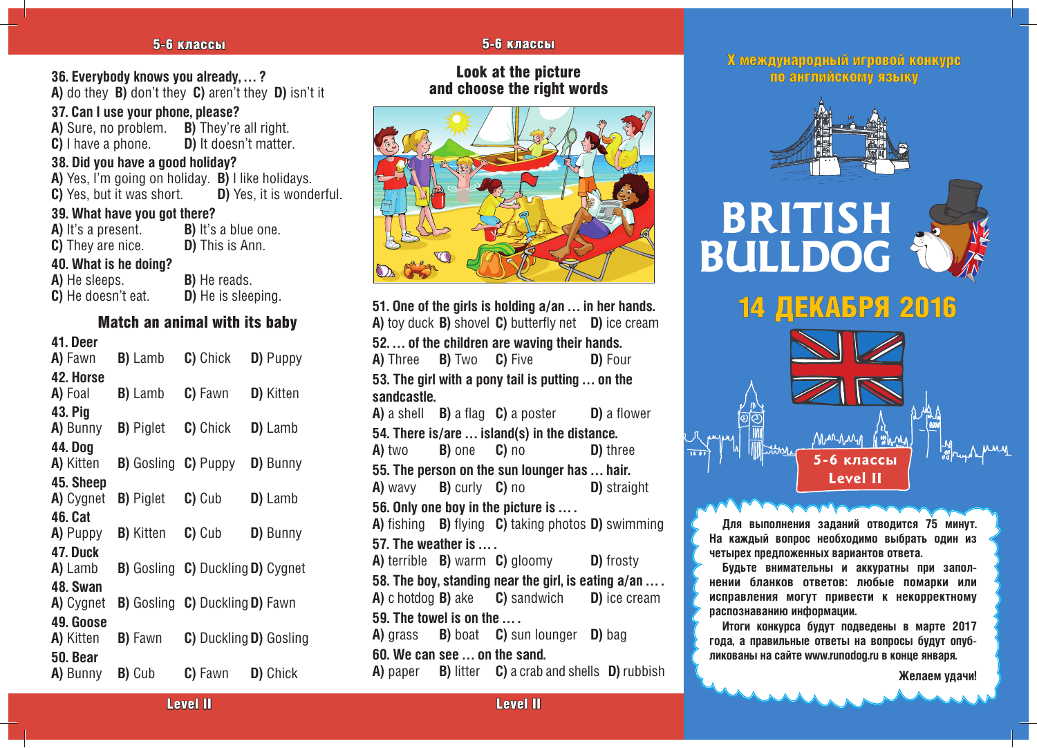36. Everybody knows you already, … ?
A) do they B) don't they C) aren't they D) isn't it

37. Can I use your phone, please?
A) Sure, no problem. B) They're all right.
C) I have a phone. D) It doesn't matter.

38. Did you have a good holiday?
A) Yes, I'm going on holiday. B) I like holidays.
C) Yes, but it was short. D) Yes, it is wonderful.

39. What have you got there?
A) It's a present. B) It's a blue one.
C) They are nice. D) This is Ann.

40. What is he doing?
A) He sleeps. B) He reads.
C) He doesn't eat. D) He is sleeping.

## Match an animal with its baby

41. Deer
A) Fawn B) Lamb C) Chick D) Puppy

42. Horse
A) Foal B) Lamb C) Fawn D) Kitten

43. Pig
A) Bunny B) Piglet C) Chick D) Lamb

44. Dog
A) Kitten B) Gosling C) Puppy D) Bunny

45. Sheep
A) Cygnet B) Piglet C) Cub D) Lamb

46. Cat
A) Puppy B) Kitten C) Cub D) Bunny

47. Duck
A) Lamb B) Gosling C) Duckling D) Cygnet

48. Swan
A) Cygnet B) Gosling C) Duckling D) Fawn

49. Goose
A) Kitten B) Fawn C) Duckling D) Gosling

50. Bear
A) Bunny B) Cub C) Fawn D) Chick

## Look at the picture and choose the right words

51. One of the girls is holding a/an … in her hands.
A) toy duck B) shovel C) butterfly net D) ice cream

52. … of the children are waving their hands.
A) Three B) Two C) Five D) Four

53. The girl with a pony tail is putting … on the sandcastle.
A) a shell B) a flag C) a poster D) a flower

54. There is/are … island(s) in the distance.
A) two B) one C) no D) three

55. The person on the sun lounger has … hair.
A) wavy B) curly C) no D) straight

56. Only one boy in the picture is … .
A) fishing B) flying C) taking photos D) swimming

57. The weather is … .
A) terrible B) warm C) gloomy D) frosty

58. The boy, standing near the girl, is eating a/an … .
A) c hotdog B) ake C) sandwich D) ice cream

59. The towel is on the … .
A) grass B) boat C) sun lounger D) bag

60. We can see … on the sand.
A) paper B) litter C) a crab and shells D) rubbish

X международный игровой конкурс по английскому языку

# BRITISH BULLDOG

## 14 ДЕКАБРЯ 2016

5-6 классы
Level II

Для выполнения заданий отводится 75 минут. На каждый вопрос необходимо выбрать один из четырех предложенных вариантов ответа.

Будьте внимательны и аккуратны при заполнении бланков ответов: любые помарки или исправления могут привести к некорректному распознаванию информации.

Итоги конкурса будут подведены в марте 2017 года, а правильные ответы на вопросы будут опубликованы на сайте www.runodog.ru в конце января.

Желаем удачи!